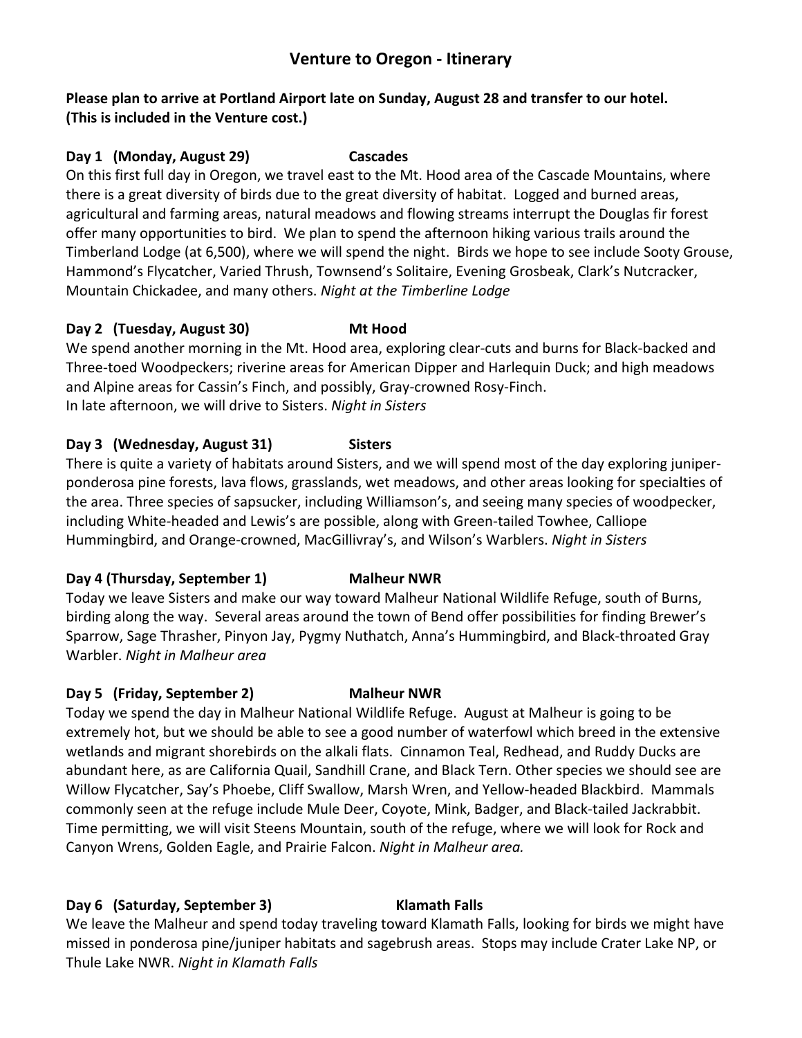# Venture to Oregon - Itinerary

**Please plan to arrive at Portland Airport late on Sunday, August 28 and transfer to our hotel. (This is included in the Venture cost.)**

**Day 1 (Monday, August 29) Cascades**

On this first full day in Oregon, we travel east to the Mt. Hood area of the Cascade Mountains, where there is a great diversity of birds due to the great diversity of habitat. Logged and burned areas, agricultural and farming areas, natural meadows and flowing streams interrupt the Douglas fir forest offer many opportunities to bird. We plan to spend the afternoon hiking various trails around the Timberland Lodge (at 6,500), where we will spend the night. Birds we hope to see include Sooty Grouse, Hammond's Flycatcher, Varied Thrush, Townsend's Solitaire, Evening Grosbeak, Clark's Nutcracker, Mountain Chickadee, and many others. *Night at the Timberline Lodge*

**Day 2 (Tuesday, August 30) Mt Hood**

We spend another morning in the Mt. Hood area, exploring clear-cuts and burns for Black-backed and Three-toed Woodpeckers; riverine areas for American Dipper and Harlequin Duck; and high meadows and Alpine areas for Cassin's Finch, and possibly, Gray-crowned Rosy-Finch.
In late afternoon, we will drive to Sisters. *Night in Sisters*

**Day 3 (Wednesday, August 31) Sisters**

There is quite a variety of habitats around Sisters, and we will spend most of the day exploring juniper-ponderosa pine forests, lava flows, grasslands, wet meadows, and other areas looking for specialties of the area. Three species of sapsucker, including Williamson's, and seeing many species of woodpecker, including White-headed and Lewis's are possible, along with Green-tailed Towhee, Calliope Hummingbird, and Orange-crowned, MacGillivray's, and Wilson's Warblers. *Night in Sisters*

**Day 4 (Thursday, September 1) Malheur NWR**

Today we leave Sisters and make our way toward Malheur National Wildlife Refuge, south of Burns, birding along the way. Several areas around the town of Bend offer possibilities for finding Brewer's Sparrow, Sage Thrasher, Pinyon Jay, Pygmy Nuthatch, Anna's Hummingbird, and Black-throated Gray Warbler. *Night in Malheur area*

**Day 5 (Friday, September 2) Malheur NWR**

Today we spend the day in Malheur National Wildlife Refuge. August at Malheur is going to be extremely hot, but we should be able to see a good number of waterfowl which breed in the extensive wetlands and migrant shorebirds on the alkali flats. Cinnamon Teal, Redhead, and Ruddy Ducks are abundant here, as are California Quail, Sandhill Crane, and Black Tern. Other species we should see are Willow Flycatcher, Say's Phoebe, Cliff Swallow, Marsh Wren, and Yellow-headed Blackbird. Mammals commonly seen at the refuge include Mule Deer, Coyote, Mink, Badger, and Black-tailed Jackrabbit. Time permitting, we will visit Steens Mountain, south of the refuge, where we will look for Rock and Canyon Wrens, Golden Eagle, and Prairie Falcon. *Night in Malheur area.*

**Day 6 (Saturday, September 3) Klamath Falls**

We leave the Malheur and spend today traveling toward Klamath Falls, looking for birds we might have missed in ponderosa pine/juniper habitats and sagebrush areas. Stops may include Crater Lake NP, or Thule Lake NWR. *Night in Klamath Falls*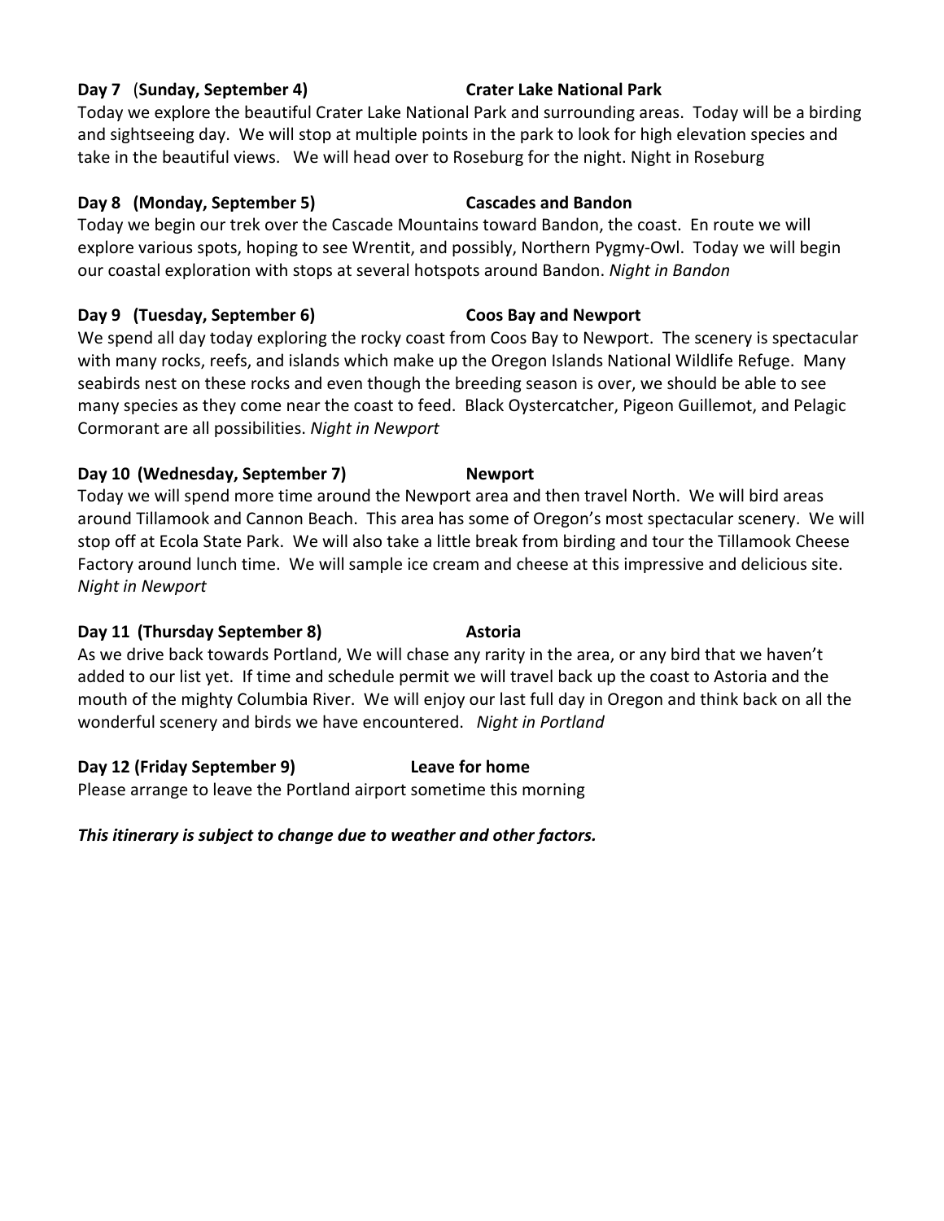**Day 7** (**Sunday, September 4**) **Crater Lake National Park**

Today we explore the beautiful Crater Lake National Park and surrounding areas. Today will be a birding and sightseeing day. We will stop at multiple points in the park to look for high elevation species and take in the beautiful views. We will head over to Roseburg for the night. Night in Roseburg

**Day 8 (Monday, September 5) Cascades and Bandon**

Today we begin our trek over the Cascade Mountains toward Bandon, the coast. En route we will explore various spots, hoping to see Wrentit, and possibly, Northern Pygmy-Owl. Today we will begin our coastal exploration with stops at several hotspots around Bandon. *Night in Bandon*

**Day 9 (Tuesday, September 6) Coos Bay and Newport**

We spend all day today exploring the rocky coast from Coos Bay to Newport. The scenery is spectacular with many rocks, reefs, and islands which make up the Oregon Islands National Wildlife Refuge. Many seabirds nest on these rocks and even though the breeding season is over, we should be able to see many species as they come near the coast to feed. Black Oystercatcher, Pigeon Guillemot, and Pelagic Cormorant are all possibilities. *Night in Newport*

**Day 10 (Wednesday, September 7) Newport**

Today we will spend more time around the Newport area and then travel North. We will bird areas around Tillamook and Cannon Beach. This area has some of Oregon's most spectacular scenery. We will stop off at Ecola State Park. We will also take a little break from birding and tour the Tillamook Cheese Factory around lunch time. We will sample ice cream and cheese at this impressive and delicious site. *Night in Newport*

**Day 11 (Thursday September 8) Astoria**

As we drive back towards Portland, We will chase any rarity in the area, or any bird that we haven't added to our list yet. If time and schedule permit we will travel back up the coast to Astoria and the mouth of the mighty Columbia River. We will enjoy our last full day in Oregon and think back on all the wonderful scenery and birds we have encountered. *Night in Portland*

**Day 12 (Friday September 9) Leave for home**

Please arrange to leave the Portland airport sometime this morning

***This itinerary is subject to change due to weather and other factors.***